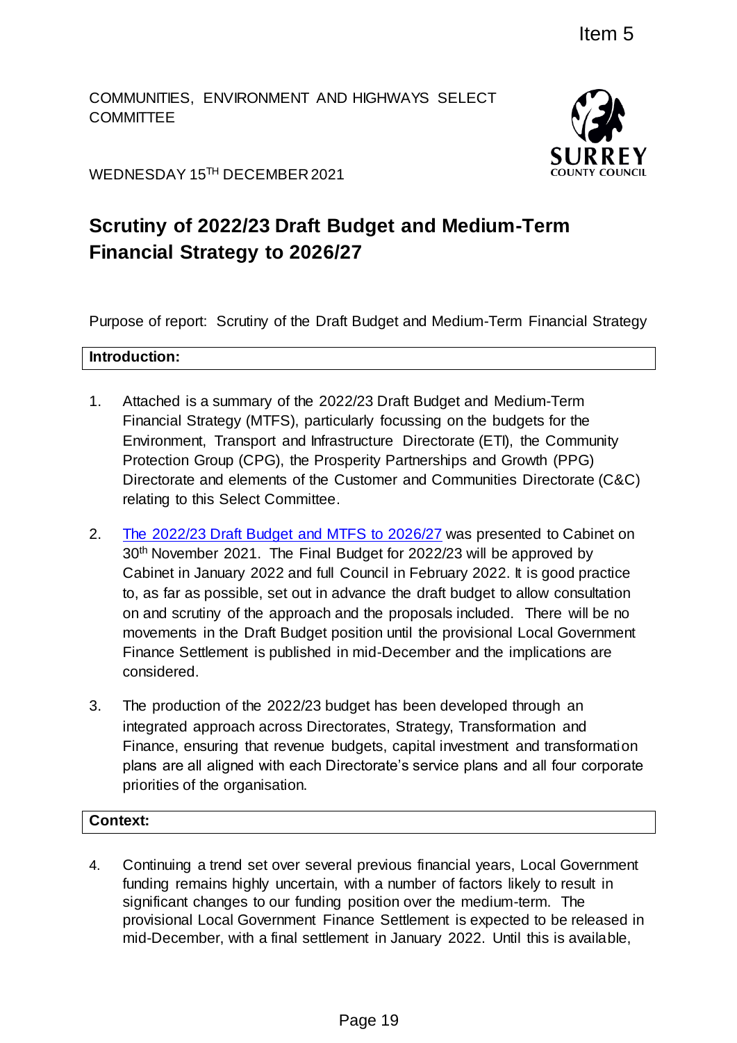Item 5

COMMUNITIES, ENVIRONMENT AND HIGHWAYS SELECT COMMITTEE

WEDNESDAY 15TH DECEMBER 2021

# Scrutiny of 2022/23 Draft Budget and Medium-Term Financial Strategy to 2026/27

Purpose of report: Scrutiny of the Draft Budget and Medium-Term Financial Strategy

## Introduction:

1. Attached is a summary of the 2022/23 Draft Budget and Medium-Term Financial Strategy (MTFS), particularly focussing on the budgets for the Environment, Transport and Infrastructure Directorate (ETI), the Community Protection Group (CPG), the Prosperity Partnerships and Growth (PPG) Directorate and elements of the Customer and Communities Directorate (C&C) relating to this Select Committee.

2. The 2022/23 Draft Budget and MTFS to 2026/27 was presented to Cabinet on 30th November 2021. The Final Budget for 2022/23 will be approved by Cabinet in January 2022 and full Council in February 2022. It is good practice to, as far as possible, set out in advance the draft budget to allow consultation on and scrutiny of the approach and the proposals included. There will be no movements in the Draft Budget position until the provisional Local Government Finance Settlement is published in mid-December and the implications are considered.

3. The production of the 2022/23 budget has been developed through an integrated approach across Directorates, Strategy, Transformation and Finance, ensuring that revenue budgets, capital investment and transformation plans are all aligned with each Directorate's service plans and all four corporate priorities of the organisation.

## Context:

4. Continuing a trend set over several previous financial years, Local Government funding remains highly uncertain, with a number of factors likely to result in significant changes to our funding position over the medium-term. The provisional Local Government Finance Settlement is expected to be released in mid-December, with a final settlement in January 2022. Until this is available,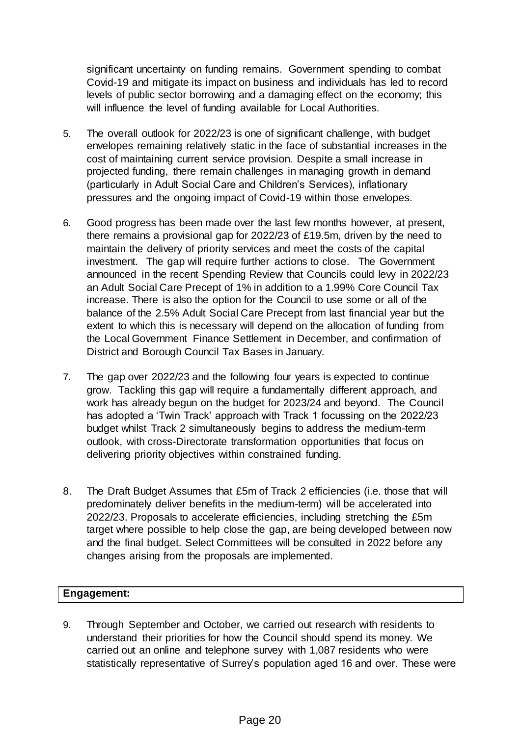significant uncertainty on funding remains. Government spending to combat Covid-19 and mitigate its impact on business and individuals has led to record levels of public sector borrowing and a damaging effect on the economy; this will influence the level of funding available for Local Authorities.

5. The overall outlook for 2022/23 is one of significant challenge, with budget envelopes remaining relatively static in the face of substantial increases in the cost of maintaining current service provision. Despite a small increase in projected funding, there remain challenges in managing growth in demand (particularly in Adult Social Care and Children's Services), inflationary pressures and the ongoing impact of Covid-19 within those envelopes.

6. Good progress has been made over the last few months however, at present, there remains a provisional gap for 2022/23 of £19.5m, driven by the need to maintain the delivery of priority services and meet the costs of the capital investment. The gap will require further actions to close. The Government announced in the recent Spending Review that Councils could levy in 2022/23 an Adult Social Care Precept of 1% in addition to a 1.99% Core Council Tax increase. There is also the option for the Council to use some or all of the balance of the 2.5% Adult Social Care Precept from last financial year but the extent to which this is necessary will depend on the allocation of funding from the Local Government Finance Settlement in December, and confirmation of District and Borough Council Tax Bases in January.

7. The gap over 2022/23 and the following four years is expected to continue grow. Tackling this gap will require a fundamentally different approach, and work has already begun on the budget for 2023/24 and beyond. The Council has adopted a 'Twin Track' approach with Track 1 focussing on the 2022/23 budget whilst Track 2 simultaneously begins to address the medium-term outlook, with cross-Directorate transformation opportunities that focus on delivering priority objectives within constrained funding.

8. The Draft Budget Assumes that £5m of Track 2 efficiencies (i.e. those that will predominately deliver benefits in the medium-term) will be accelerated into 2022/23. Proposals to accelerate efficiencies, including stretching the £5m target where possible to help close the gap, are being developed between now and the final budget. Select Committees will be consulted in 2022 before any changes arising from the proposals are implemented.

**Engagement:**

9. Through September and October, we carried out research with residents to understand their priorities for how the Council should spend its money. We carried out an online and telephone survey with 1,087 residents who were statistically representative of Surrey's population aged 16 and over. These were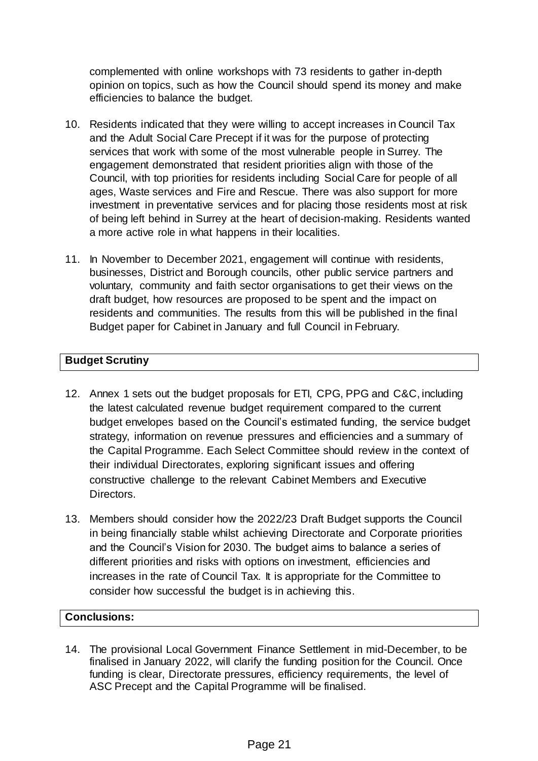complemented with online workshops with 73 residents to gather in-depth opinion on topics, such as how the Council should spend its money and make efficiencies to balance the budget.

10. Residents indicated that they were willing to accept increases in Council Tax and the Adult Social Care Precept if it was for the purpose of protecting services that work with some of the most vulnerable people in Surrey. The engagement demonstrated that resident priorities align with those of the Council, with top priorities for residents including Social Care for people of all ages, Waste services and Fire and Rescue. There was also support for more investment in preventative services and for placing those residents most at risk of being left behind in Surrey at the heart of decision-making. Residents wanted a more active role in what happens in their localities.

11. In November to December 2021, engagement will continue with residents, businesses, District and Borough councils, other public service partners and voluntary, community and faith sector organisations to get their views on the draft budget, how resources are proposed to be spent and the impact on residents and communities. The results from this will be published in the final Budget paper for Cabinet in January and full Council in February.

## Budget Scrutiny

12. Annex 1 sets out the budget proposals for ETI, CPG, PPG and C&C, including the latest calculated revenue budget requirement compared to the current budget envelopes based on the Council's estimated funding, the service budget strategy, information on revenue pressures and efficiencies and a summary of the Capital Programme. Each Select Committee should review in the context of their individual Directorates, exploring significant issues and offering constructive challenge to the relevant Cabinet Members and Executive Directors.

13. Members should consider how the 2022/23 Draft Budget supports the Council in being financially stable whilst achieving Directorate and Corporate priorities and the Council's Vision for 2030. The budget aims to balance a series of different priorities and risks with options on investment, efficiencies and increases in the rate of Council Tax. It is appropriate for the Committee to consider how successful the budget is in achieving this.

## Conclusions:

14. The provisional Local Government Finance Settlement in mid-December, to be finalised in January 2022, will clarify the funding position for the Council. Once funding is clear, Directorate pressures, efficiency requirements, the level of ASC Precept and the Capital Programme will be finalised.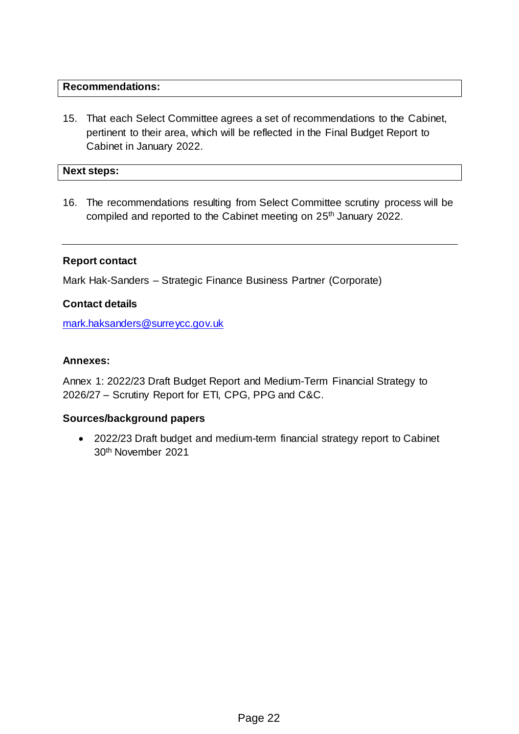**Recommendations:**

15. That each Select Committee agrees a set of recommendations to the Cabinet, pertinent to their area, which will be reflected in the Final Budget Report to Cabinet in January 2022.

**Next steps:**

16. The recommendations resulting from Select Committee scrutiny process will be compiled and reported to the Cabinet meeting on 25th January 2022.

---

**Report contact**

Mark Hak-Sanders – Strategic Finance Business Partner (Corporate)

**Contact details**

mark.haksanders@surreycc.gov.uk

**Annexes:**

Annex 1: 2022/23 Draft Budget Report and Medium-Term Financial Strategy to 2026/27 – Scrutiny Report for ETI, CPG, PPG and C&C.

**Sources/background papers**

- 2022/23 Draft budget and medium-term financial strategy report to Cabinet 30th November 2021